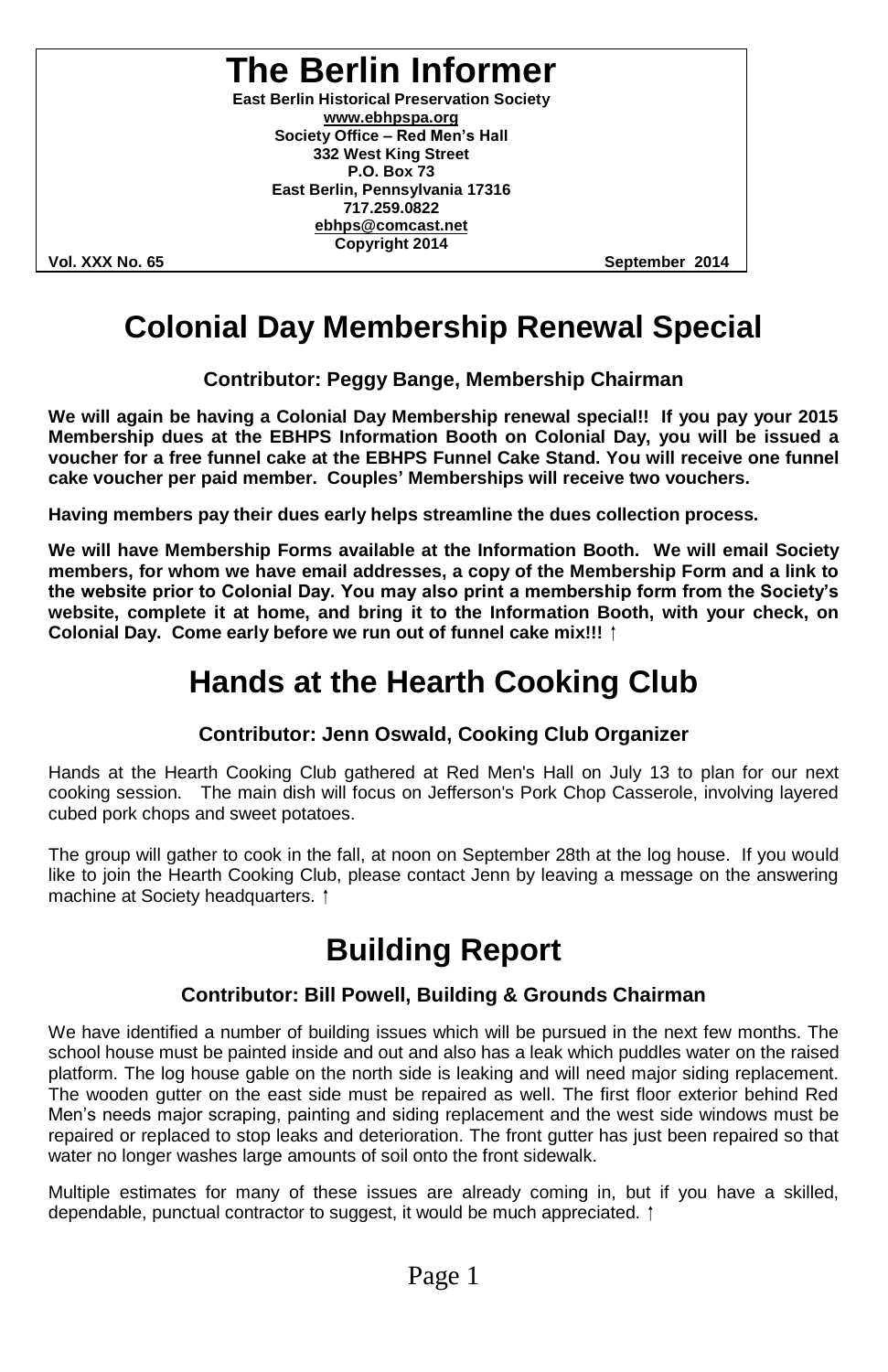# The Berlin Informer

**East Berlin Historical Preservation Society**
**www.ebhpspa.org**
**Society Office – Red Men's Hall**
**332 West King Street**
**P.O. Box 73**
**East Berlin, Pennsylvania 17316**
**717.259.0822**
**ebhps@comcast.net**
**Copyright 2014**

**Vol. XXX No. 65** **September 2014**

# Colonial Day Membership Renewal Special

### Contributor: Peggy Bange, Membership Chairman

**We will again be having a Colonial Day Membership renewal special!! If you pay your 2015 Membership dues at the EBHPS Information Booth on Colonial Day, you will be issued a voucher for a free funnel cake at the EBHPS Funnel Cake Stand. You will receive one funnel cake voucher per paid member. Couples' Memberships will receive two vouchers.**

**Having members pay their dues early helps streamline the dues collection process.**

**We will have Membership Forms available at the Information Booth. We will email Society members, for whom we have email addresses, a copy of the Membership Form and a link to the website prior to Colonial Day. You may also print a membership form from the Society's website, complete it at home, and bring it to the Information Booth, with your check, on Colonial Day. Come early before we run out of funnel cake mix!!!** ↑

# Hands at the Hearth Cooking Club

### Contributor: Jenn Oswald, Cooking Club Organizer

Hands at the Hearth Cooking Club gathered at Red Men's Hall on July 13 to plan for our next cooking session. The main dish will focus on Jefferson's Pork Chop Casserole, involving layered cubed pork chops and sweet potatoes.

The group will gather to cook in the fall, at noon on September 28th at the log house. If you would like to join the Hearth Cooking Club, please contact Jenn by leaving a message on the answering machine at Society headquarters. ↑

# Building Report

### Contributor: Bill Powell, Building & Grounds Chairman

We have identified a number of building issues which will be pursued in the next few months. The school house must be painted inside and out and also has a leak which puddles water on the raised platform. The log house gable on the north side is leaking and will need major siding replacement. The wooden gutter on the east side must be repaired as well. The first floor exterior behind Red Men's needs major scraping, painting and siding replacement and the west side windows must be repaired or replaced to stop leaks and deterioration. The front gutter has just been repaired so that water no longer washes large amounts of soil onto the front sidewalk.

Multiple estimates for many of these issues are already coming in, but if you have a skilled, dependable, punctual contractor to suggest, it would be much appreciated. ↑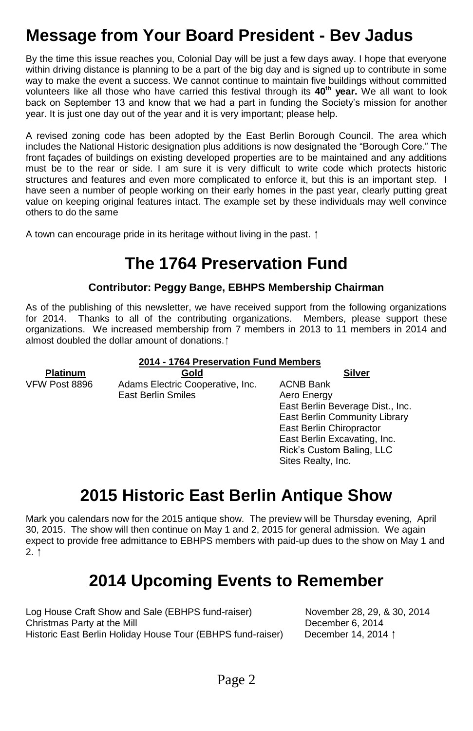# Message from Your Board President - Bev Jadus

By the time this issue reaches you, Colonial Day will be just a few days away. I hope that everyone within driving distance is planning to be a part of the big day and is signed up to contribute in some way to make the event a success. We cannot continue to maintain five buildings without committed volunteers like all those who have carried this festival through its **40th year.** We all want to look back on September 13 and know that we had a part in funding the Society's mission for another year. It is just one day out of the year and it is very important; please help.

A revised zoning code has been adopted by the East Berlin Borough Council. The area which includes the National Historic designation plus additions is now designated the "Borough Core." The front façades of buildings on existing developed properties are to be maintained and any additions must be to the rear or side. I am sure it is very difficult to write code which protects historic structures and features and even more complicated to enforce it, but this is an important step. I have seen a number of people working on their early homes in the past year, clearly putting great value on keeping original features intact. The example set by these individuals may well convince others to do the same

A town can encourage pride in its heritage without living in the past. ↑

# The 1764 Preservation Fund

### Contributor: Peggy Bange, EBHPS Membership Chairman

As of the publishing of this newsletter, we have received support from the following organizations for 2014. Thanks to all of the contributing organizations. Members, please support these organizations. We increased membership from 7 members in 2013 to 11 members in 2014 and almost doubled the dollar amount of donations.↑

**2014 - 1764 Preservation Fund Members**

| Platinum | Gold | Silver |
|---|---|---|
| VFW Post 8896 | Adams Electric Cooperative, Inc. | ACNB Bank |
| | East Berlin Smiles | Aero Energy |
| | | East Berlin Beverage Dist., Inc. |
| | | East Berlin Community Library |
| | | East Berlin Chiropractor |
| | | East Berlin Excavating, Inc. |
| | | Rick's Custom Baling, LLC |
| | | Sites Realty, Inc. |

# 2015 Historic East Berlin Antique Show

Mark you calendars now for the 2015 antique show. The preview will be Thursday evening, April 30, 2015. The show will then continue on May 1 and 2, 2015 for general admission. We again expect to provide free admittance to EBHPS members with paid-up dues to the show on May 1 and 2. ↑

# 2014 Upcoming Events to Remember

| | |
|---|---|
| Log House Craft Show and Sale (EBHPS fund-raiser) | November 28, 29, & 30, 2014 |
| Christmas Party at the Mill | December 6, 2014 |
| Historic East Berlin Holiday House Tour (EBHPS fund-raiser) | December 14, 2014 ↑ |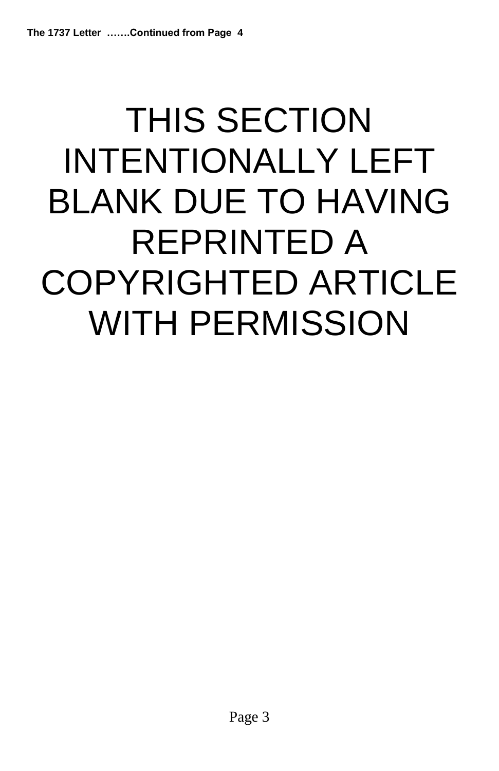**The 1737 Letter …….Continued from Page 4**

# THIS SECTION INTENTIONALLY LEFT BLANK DUE TO HAVING REPRINTED A COPYRIGHTED ARTICLE WITH PERMISSION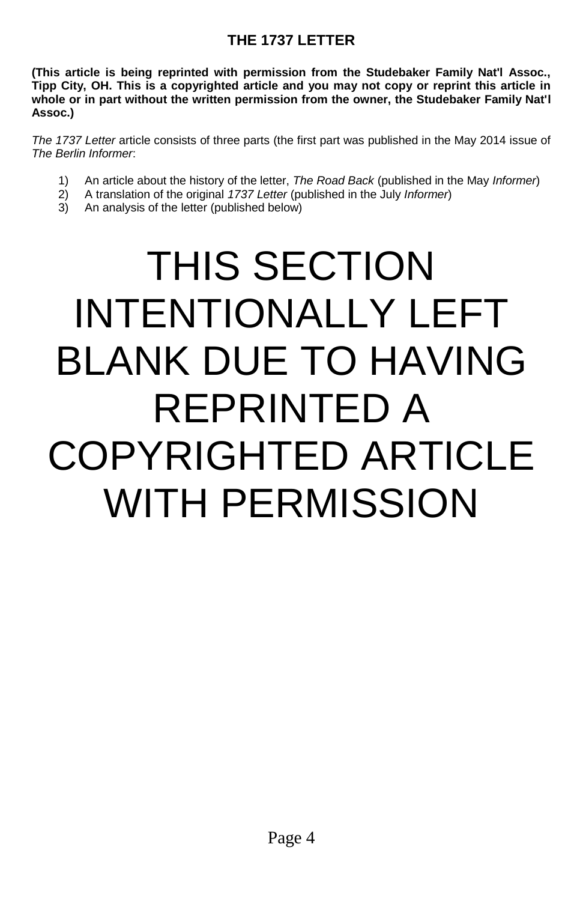# THE 1737 LETTER

**(This article is being reprinted with permission from the Studebaker Family Nat'l Assoc., Tipp City, OH. This is a copyrighted article and you may not copy or reprint this article in whole or in part without the written permission from the owner, the Studebaker Family Nat'l Assoc.)**

*The 1737 Letter* article consists of three parts (the first part was published in the May 2014 issue of *The Berlin Informer*:

1) An article about the history of the letter, *The Road Back* (published in the May *Informer*)
2) A translation of the original *1737 Letter* (published in the July *Informer*)
3) An analysis of the letter (published below)

THIS SECTION INTENTIONALLY LEFT BLANK DUE TO HAVING REPRINTED A COPYRIGHTED ARTICLE WITH PERMISSION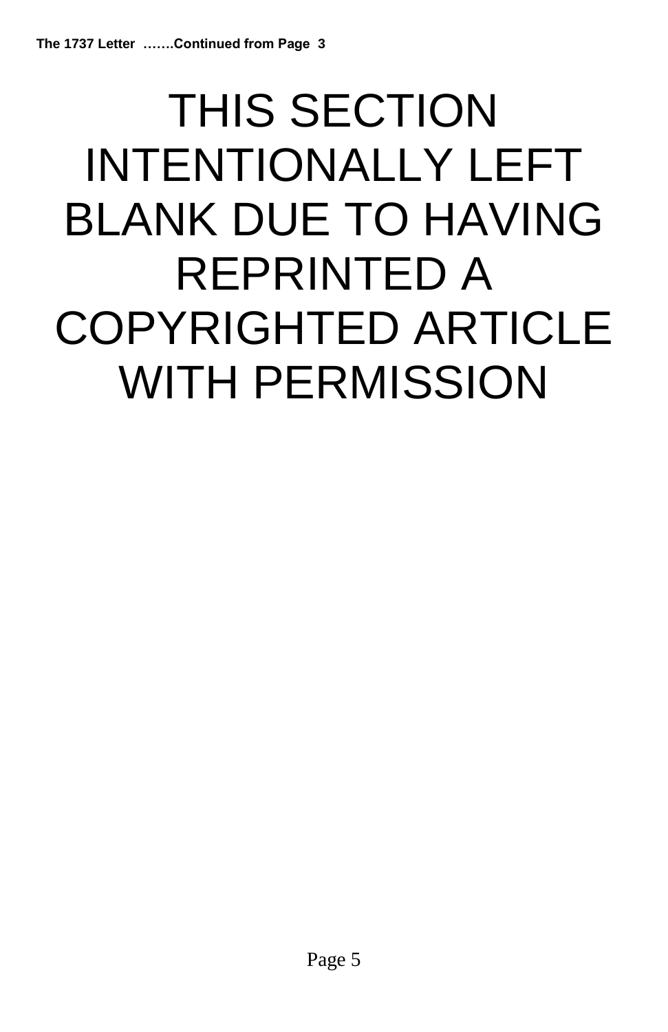**The 1737 Letter …….Continued from Page 3**

# THIS SECTION INTENTIONALLY LEFT BLANK DUE TO HAVING REPRINTED A COPYRIGHTED ARTICLE WITH PERMISSION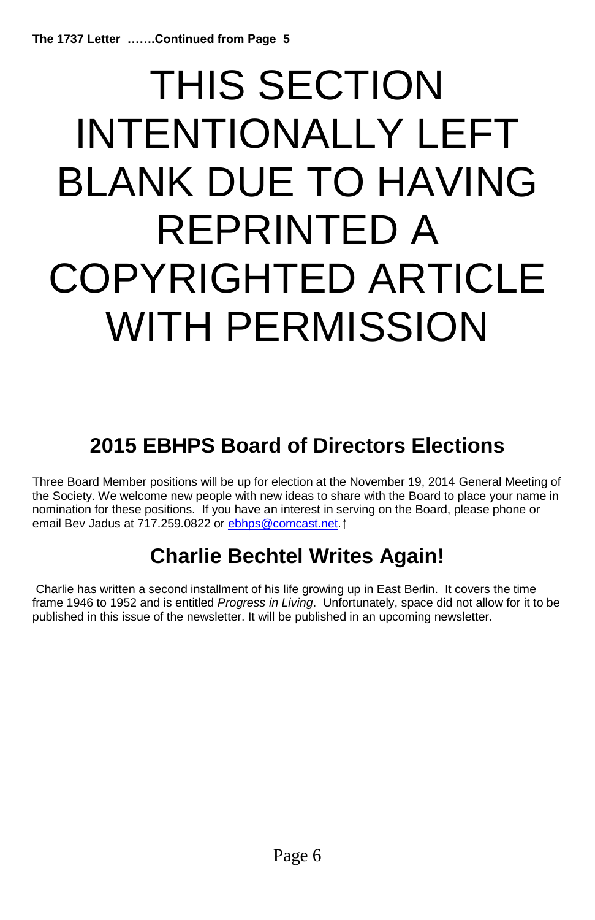**The 1737 Letter …….Continued from Page 5**

# THIS SECTION INTENTIONALLY LEFT BLANK DUE TO HAVING REPRINTED A COPYRIGHTED ARTICLE WITH PERMISSION

## 2015 EBHPS Board of Directors Elections

Three Board Member positions will be up for election at the November 19, 2014 General Meeting of the Society. We welcome new people with new ideas to share with the Board to place your name in nomination for these positions. If you have an interest in serving on the Board, please phone or email Bev Jadus at 717.259.0822 or ebhps@comcast.net.↑

## Charlie Bechtel Writes Again!

Charlie has written a second installment of his life growing up in East Berlin. It covers the time frame 1946 to 1952 and is entitled *Progress in Living*. Unfortunately, space did not allow for it to be published in this issue of the newsletter. It will be published in an upcoming newsletter.